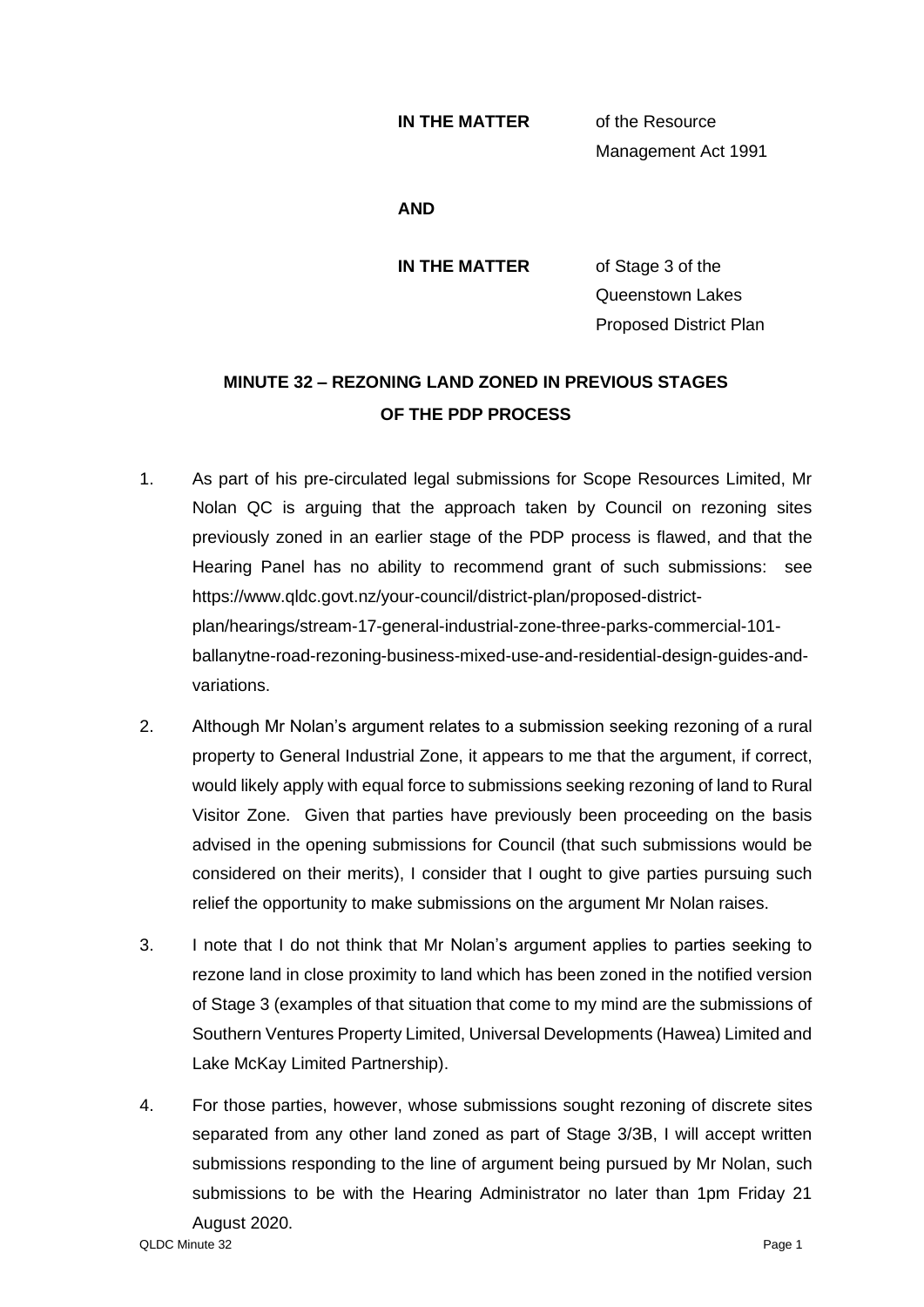**IN THE MATTER** of the Resource Management Act 1991

**AND**

**IN THE MATTER** of Stage 3 of the Queenstown Lakes Proposed District Plan

## MINUTE 32 – REZONING LAND ZONED IN PREVIOUS STAGES OF THE PDP PROCESS

1. As part of his pre-circulated legal submissions for Scope Resources Limited, Mr Nolan QC is arguing that the approach taken by Council on rezoning sites previously zoned in an earlier stage of the PDP process is flawed, and that the Hearing Panel has no ability to recommend grant of such submissions: see https://www.qldc.govt.nz/your-council/district-plan/proposed-district-plan/hearings/stream-17-general-industrial-zone-three-parks-commercial-101-ballanytne-road-rezoning-business-mixed-use-and-residential-design-guides-and-variations.

2. Although Mr Nolan's argument relates to a submission seeking rezoning of a rural property to General Industrial Zone, it appears to me that the argument, if correct, would likely apply with equal force to submissions seeking rezoning of land to Rural Visitor Zone. Given that parties have previously been proceeding on the basis advised in the opening submissions for Council (that such submissions would be considered on their merits), I consider that I ought to give parties pursuing such relief the opportunity to make submissions on the argument Mr Nolan raises.

3. I note that I do not think that Mr Nolan's argument applies to parties seeking to rezone land in close proximity to land which has been zoned in the notified version of Stage 3 (examples of that situation that come to my mind are the submissions of Southern Ventures Property Limited, Universal Developments (Hawea) Limited and Lake McKay Limited Partnership).

4. For those parties, however, whose submissions sought rezoning of discrete sites separated from any other land zoned as part of Stage 3/3B, I will accept written submissions responding to the line of argument being pursued by Mr Nolan, such submissions to be with the Hearing Administrator no later than 1pm Friday 21 August 2020.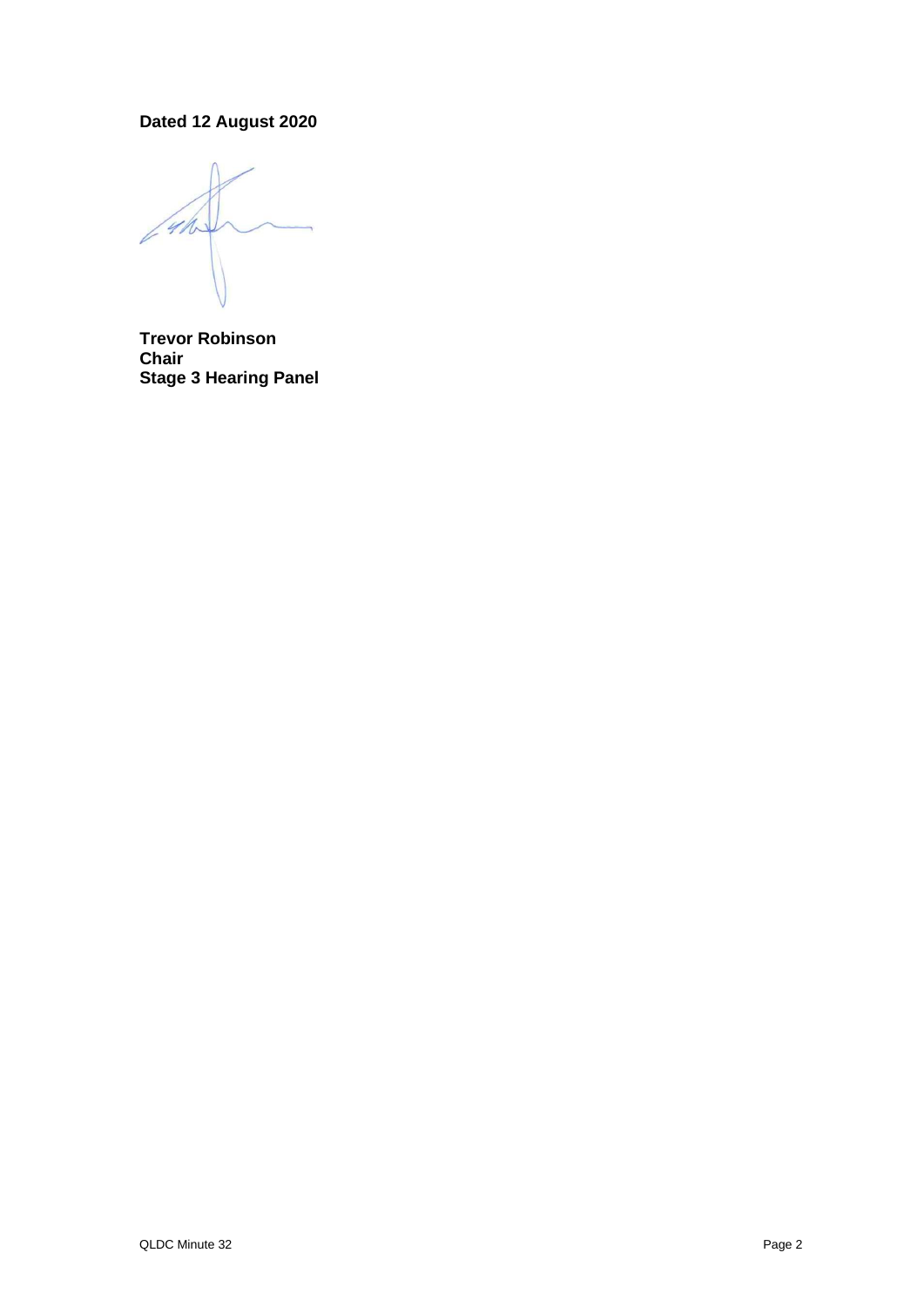**Dated 12 August 2020**

**Trevor Robinson**
**Chair**
**Stage 3 Hearing Panel**